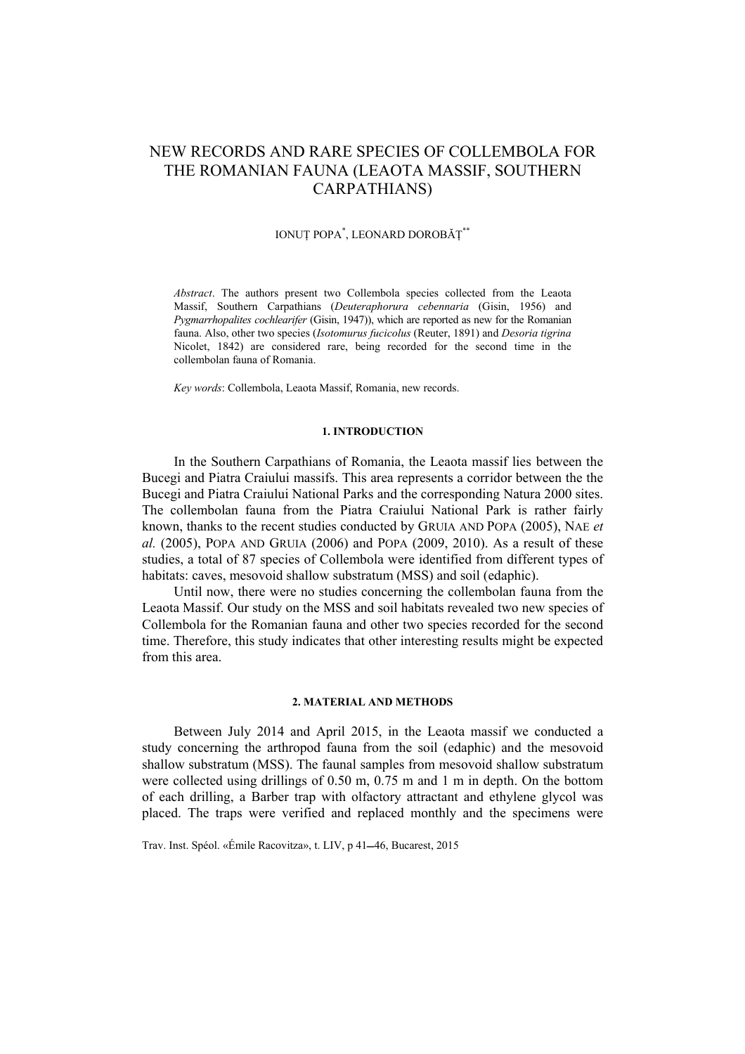# NEW RECORDS AND RARE SPECIES OF COLLEMBOLA FOR THE ROMANIAN FAUNA (LEAOTA MASSIF, SOUTHERN CARPATHIANS)

IONUȚ POPA[*], LEONARD DOROBĂȚ[**]

*Abstract*. The authors present two Collembola species collected from the Leaota Massif, Southern Carpathians (*Deuteraphorura cebennaria* (Gisin, 1956) and *Pygmarrhopalites cochlearifer* (Gisin, 1947)), which are reported as new for the Romanian fauna. Also, other two species (*Isotomurus fucicolus* (Reuter, 1891) and *Desoria tigrina* Nicolet, 1842) are considered rare, being recorded for the second time in the collembolan fauna of Romania.

*Key words*: Collembola, Leaota Massif, Romania, new records.

## 1. INTRODUCTION

In the Southern Carpathians of Romania, the Leaota massif lies between the Bucegi and Piatra Craiului massifs. This area represents a corridor between the the Bucegi and Piatra Craiului National Parks and the corresponding Natura 2000 sites. The collembolan fauna from the Piatra Craiului National Park is rather fairly known, thanks to the recent studies conducted by GRUIA AND POPA (2005), NAE *et al.* (2005), POPA AND GRUIA (2006) and POPA (2009, 2010). As a result of these studies, a total of 87 species of Collembola were identified from different types of habitats: caves, mesovoid shallow substratum (MSS) and soil (edaphic).

Until now, there were no studies concerning the collembolan fauna from the Leaota Massif. Our study on the MSS and soil habitats revealed two new species of Collembola for the Romanian fauna and other two species recorded for the second time. Therefore, this study indicates that other interesting results might be expected from this area.

## 2. MATERIAL AND METHODS

Between July 2014 and April 2015, in the Leaota massif we conducted a study concerning the arthropod fauna from the soil (edaphic) and the mesovoid shallow substratum (MSS). The faunal samples from mesovoid shallow substratum were collected using drillings of 0.50 m, 0.75 m and 1 m in depth. On the bottom of each drilling, a Barber trap with olfactory attractant and ethylene glycol was placed. The traps were verified and replaced monthly and the specimens were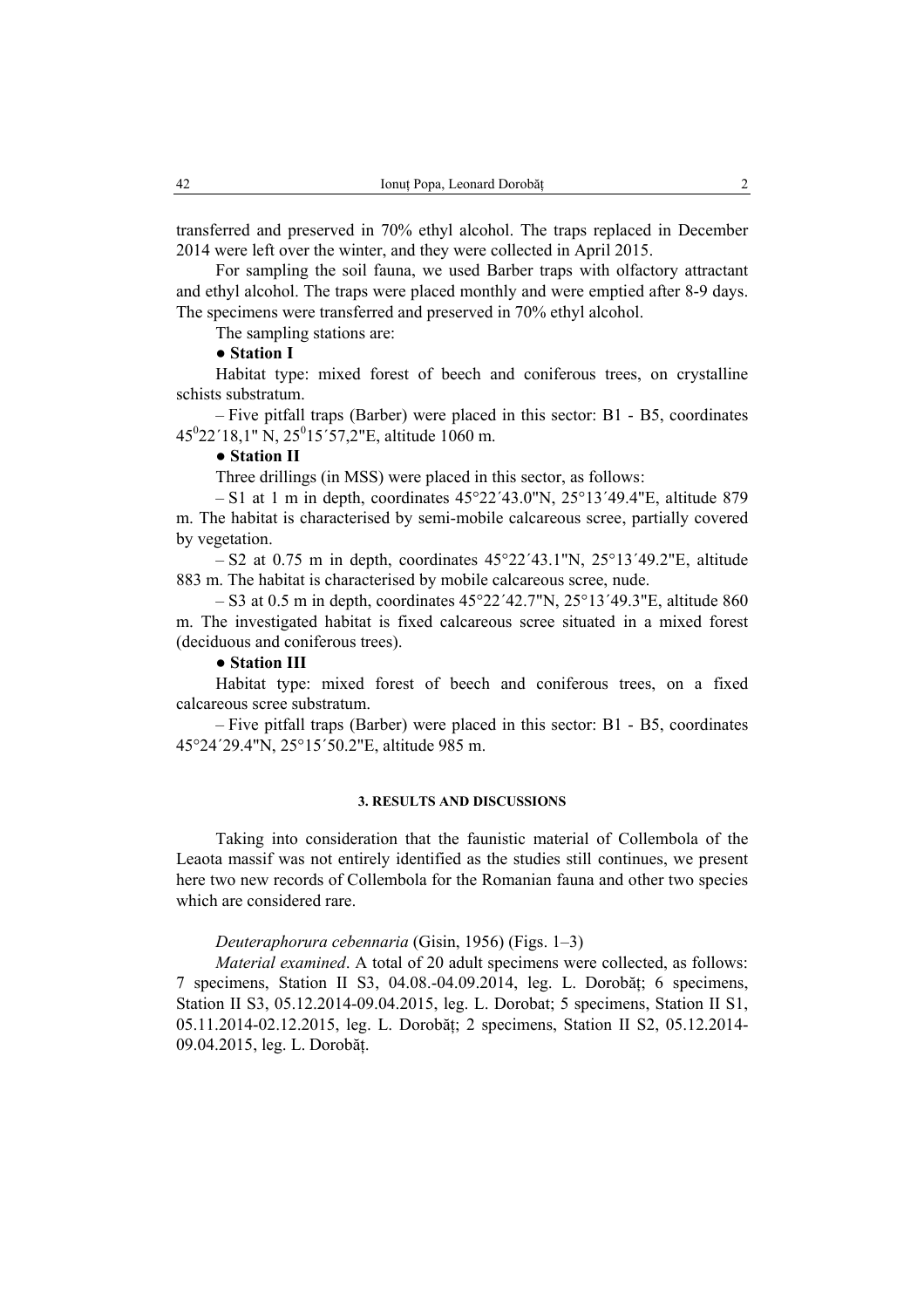transferred and preserved in 70% ethyl alcohol. The traps replaced in December 2014 were left over the winter, and they were collected in April 2015.

For sampling the soil fauna, we used Barber traps with olfactory attractant and ethyl alcohol. The traps were placed monthly and were emptied after 8-9 days. The specimens were transferred and preserved in 70% ethyl alcohol.

The sampling stations are:

● **Station I**

Habitat type: mixed forest of beech and coniferous trees, on crystalline schists substratum.

– Five pitfall traps (Barber) were placed in this sector: B1 - B5, coordinates $45^0$22´18,1" N, $25^0$15´57,2"E, altitude 1060 m.

● **Station II**

Three drillings (in MSS) were placed in this sector, as follows:

– S1 at 1 m in depth, coordinates 45°22´43.0"N, 25°13´49.4"E, altitude 879 m. The habitat is characterised by semi-mobile calcareous scree, partially covered by vegetation.

– S2 at 0.75 m in depth, coordinates 45°22´43.1"N, 25°13´49.2"E, altitude 883 m. The habitat is characterised by mobile calcareous scree, nude.

– S3 at 0.5 m in depth, coordinates 45°22´42.7"N, 25°13´49.3"E, altitude 860 m. The investigated habitat is fixed calcareous scree situated in a mixed forest (deciduous and coniferous trees).

● **Station III**

Habitat type: mixed forest of beech and coniferous trees, on a fixed calcareous scree substratum.

– Five pitfall traps (Barber) were placed in this sector: B1 - B5, coordinates 45°24´29.4"N, 25°15´50.2"E, altitude 985 m.

## 3. RESULTS AND DISCUSSIONS

Taking into consideration that the faunistic material of Collembola of the Leaota massif was not entirely identified as the studies still continues, we present here two new records of Collembola for the Romanian fauna and other two species which are considered rare.

*Deuteraphorura cebennaria* (Gisin, 1956) (Figs. 1–3)

*Material examined*. A total of 20 adult specimens were collected, as follows: 7 specimens, Station II S3, 04.08.-04.09.2014, leg. L. Dorobăț; 6 specimens, Station II S3, 05.12.2014-09.04.2015, leg. L. Dorobat; 5 specimens, Station II S1, 05.11.2014-02.12.2015, leg. L. Dorobăț; 2 specimens, Station II S2, 05.12.2014-09.04.2015, leg. L. Dorobăț.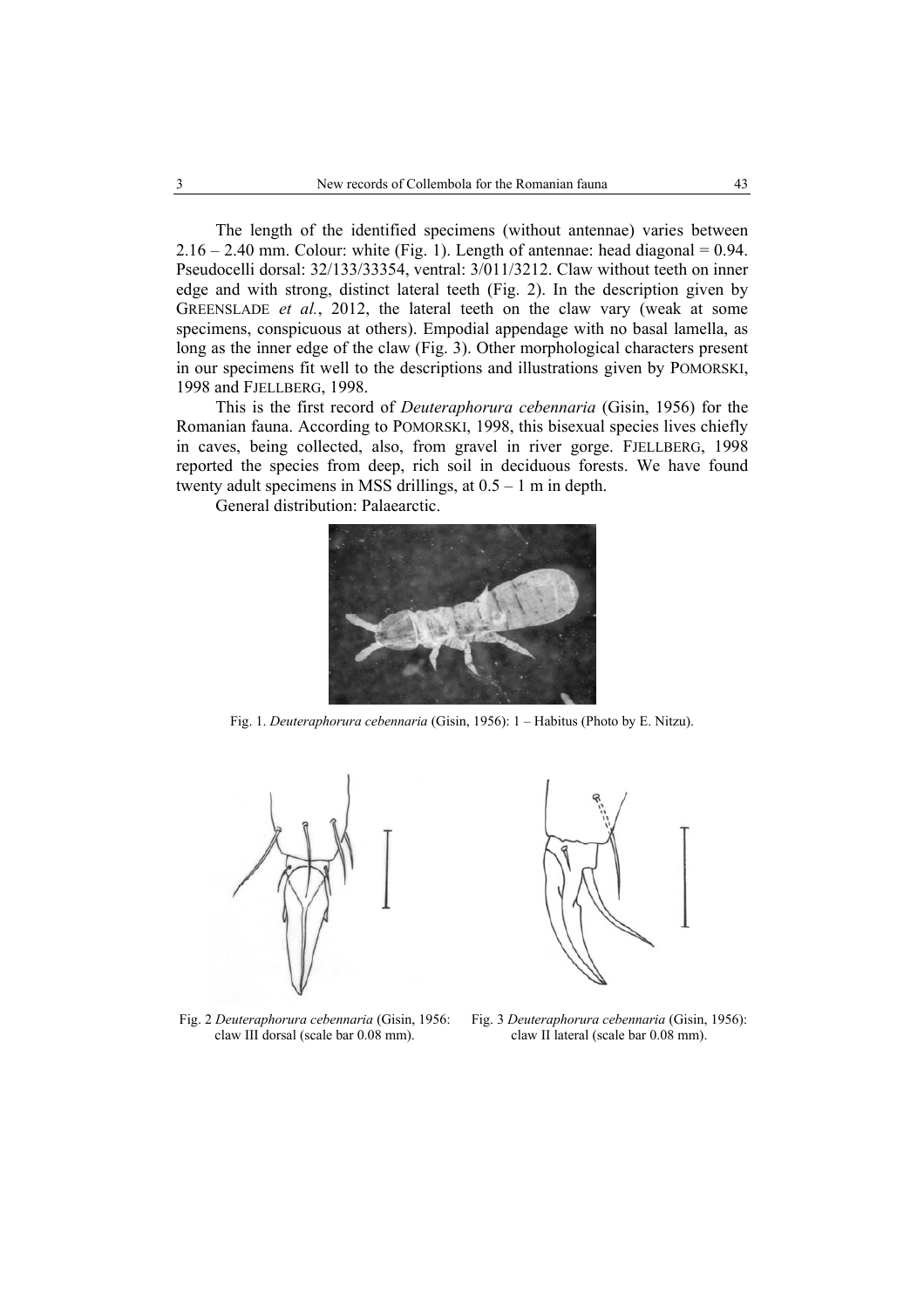The length of the identified specimens (without antennae) varies between 2.16 – 2.40 mm. Colour: white (Fig. 1). Length of antennae: head diagonal = 0.94. Pseudocelli dorsal: 32/133/33354, ventral: 3/011/3212. Claw without teeth on inner edge and with strong, distinct lateral teeth (Fig. 2). In the description given by GREENSLADE *et al.*, 2012, the lateral teeth on the claw vary (weak at some specimens, conspicuous at others). Empodial appendage with no basal lamella, as long as the inner edge of the claw (Fig. 3). Other morphological characters present in our specimens fit well to the descriptions and illustrations given by POMORSKI, 1998 and FJELLBERG, 1998.

This is the first record of *Deuteraphorura cebennaria* (Gisin, 1956) for the Romanian fauna. According to POMORSKI, 1998, this bisexual species lives chiefly in caves, being collected, also, from gravel in river gorge. FJELLBERG, 1998 reported the species from deep, rich soil in deciduous forests. We have found twenty adult specimens in MSS drillings, at 0.5 – 1 m in depth.

General distribution: Palaearctic.

Fig. 1. *Deuteraphorura cebennaria* (Gisin, 1956): 1 – Habitus (Photo by E. Nitzu).

Fig. 2 *Deuteraphorura cebennaria* (Gisin, 1956: claw III dorsal (scale bar 0.08 mm).

Fig. 3 *Deuteraphorura cebennaria* (Gisin, 1956): claw II lateral (scale bar 0.08 mm).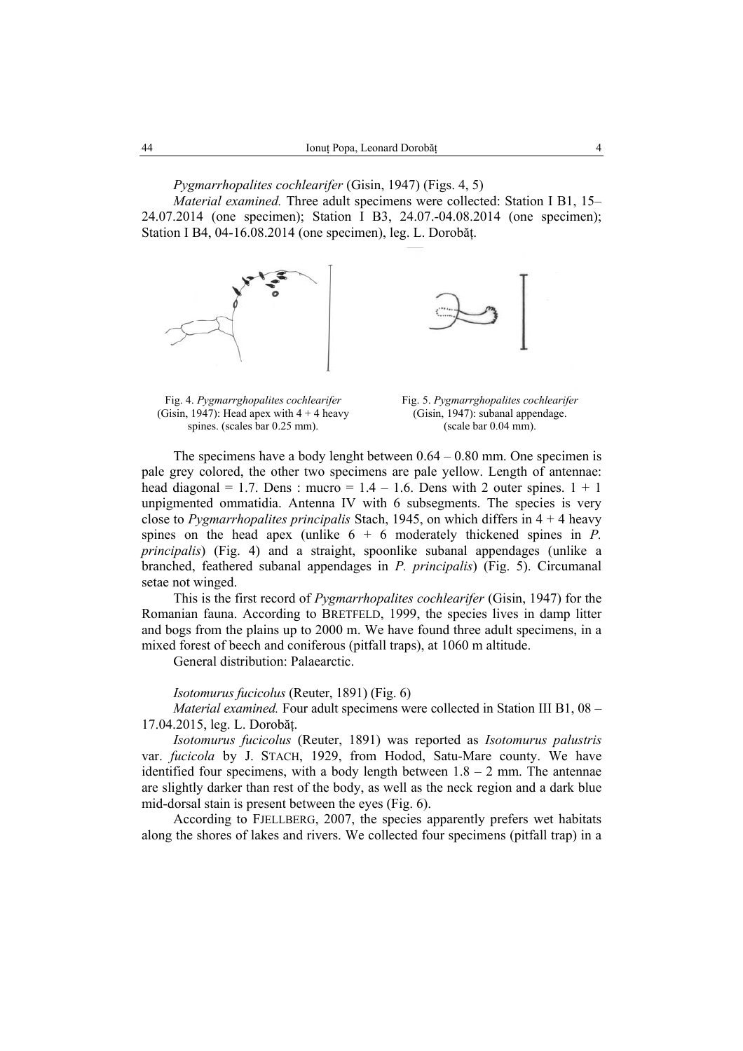*Pygmarrhopalites cochlearifer* (Gisin, 1947) (Figs. 4, 5)

*Material examined.* Three adult specimens were collected: Station I B1, 15–24.07.2014 (one specimen); Station I B3, 24.07.-04.08.2014 (one specimen); Station I B4, 04-16.08.2014 (one specimen), leg. L. Dorobăț.

Fig. 4. *Pygmarrghopalites cochlearifer* (Gisin, 1947): Head apex with 4 + 4 heavy spines. (scales bar 0.25 mm).

Fig. 5. *Pygmarrghopalites cochlearifer* (Gisin, 1947): subanal appendage. (scale bar 0.04 mm).

The specimens have a body lenght between 0.64 – 0.80 mm. One specimen is pale grey colored, the other two specimens are pale yellow. Length of antennae: head diagonal = 1.7. Dens : mucro = 1.4 – 1.6. Dens with 2 outer spines. 1 + 1 unpigmented ommatidia. Antenna IV with 6 subsegments. The species is very close to *Pygmarrhopalites principalis* Stach, 1945, on which differs in 4 + 4 heavy spines on the head apex (unlike 6 + 6 moderately thickened spines in *P. principalis*) (Fig. 4) and a straight, spoonlike subanal appendages (unlike a branched, feathered subanal appendages in *P. principalis*) (Fig. 5). Circumanal setae not winged.

This is the first record of *Pygmarrhopalites cochlearifer* (Gisin, 1947) for the Romanian fauna. According to BRETFELD, 1999, the species lives in damp litter and bogs from the plains up to 2000 m. We have found three adult specimens, in a mixed forest of beech and coniferous (pitfall traps), at 1060 m altitude.

General distribution: Palaearctic.

*Isotomurus fucicolus* (Reuter, 1891) (Fig. 6)

*Material examined.* Four adult specimens were collected in Station III B1, 08 – 17.04.2015, leg. L. Dorobăț.

*Isotomurus fucicolus* (Reuter, 1891) was reported as *Isotomurus palustris* var. *fucicola* by J. STACH, 1929, from Hodod, Satu-Mare county. We have identified four specimens, with a body length between 1.8 – 2 mm. The antennae are slightly darker than rest of the body, as well as the neck region and a dark blue mid-dorsal stain is present between the eyes (Fig. 6).

According to FJELLBERG, 2007, the species apparently prefers wet habitats along the shores of lakes and rivers. We collected four specimens (pitfall trap) in a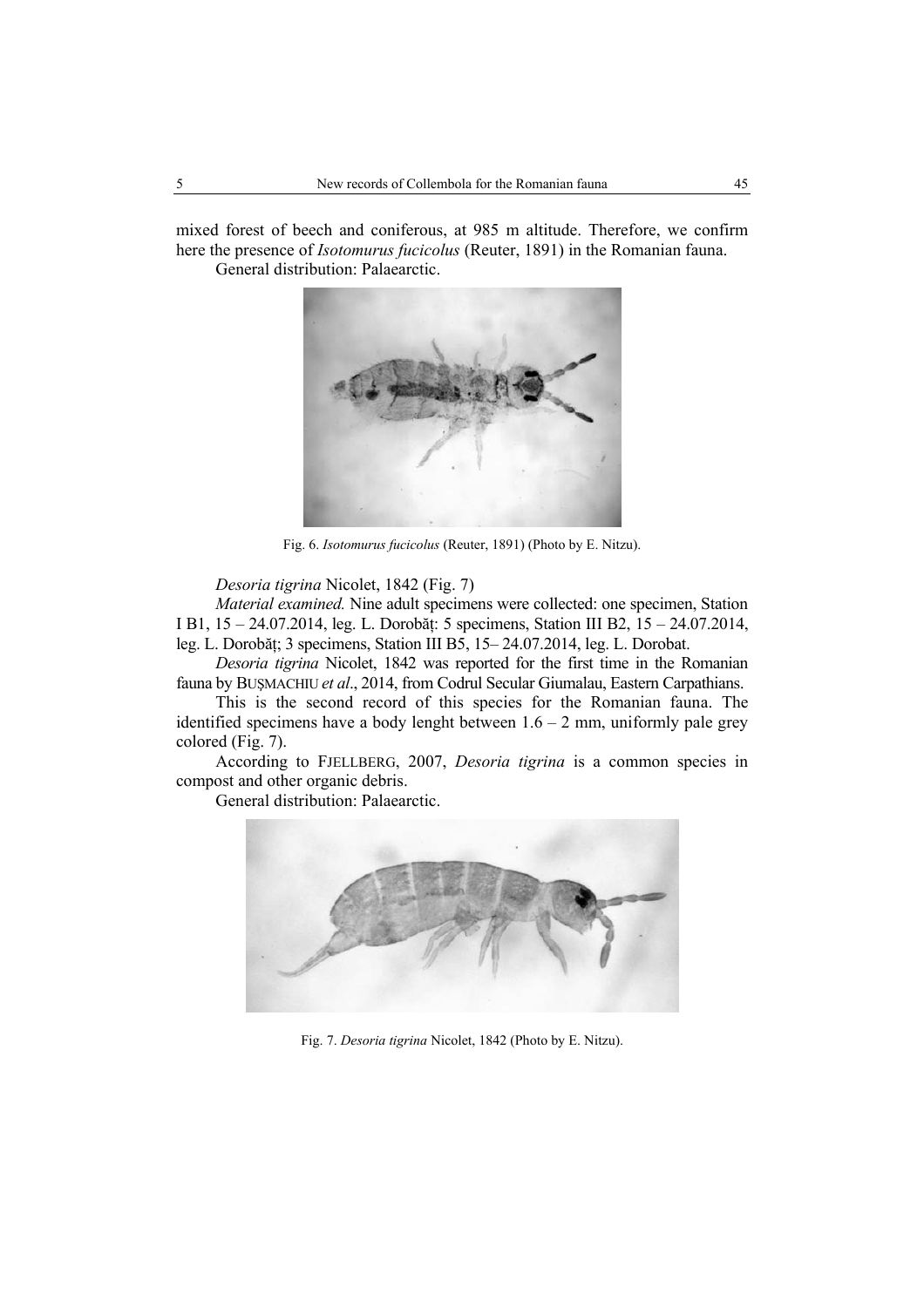mixed forest of beech and coniferous, at 985 m altitude. Therefore, we confirm here the presence of *Isotomurus fucicolus* (Reuter, 1891) in the Romanian fauna.

General distribution: Palaearctic.

Fig. 6. *Isotomurus fucicolus* (Reuter, 1891) (Photo by E. Nitzu).

*Desoria tigrina* Nicolet, 1842 (Fig. 7)

*Material examined.* Nine adult specimens were collected: one specimen, Station I B1, 15 – 24.07.2014, leg. L. Dorobăț: 5 specimens, Station III B2, 15 – 24.07.2014, leg. L. Dorobăț; 3 specimens, Station III B5, 15– 24.07.2014, leg. L. Dorobat.

*Desoria tigrina* Nicolet, 1842 was reported for the first time in the Romanian fauna by BUȘMACHIU *et al*., 2014, from Codrul Secular Giumalau, Eastern Carpathians.

This is the second record of this species for the Romanian fauna. The identified specimens have a body lenght between 1.6 – 2 mm, uniformly pale grey colored (Fig. 7).

According to FJELLBERG, 2007, *Desoria tigrina* is a common species in compost and other organic debris.

General distribution: Palaearctic.

Fig. 7. *Desoria tigrina* Nicolet, 1842 (Photo by E. Nitzu).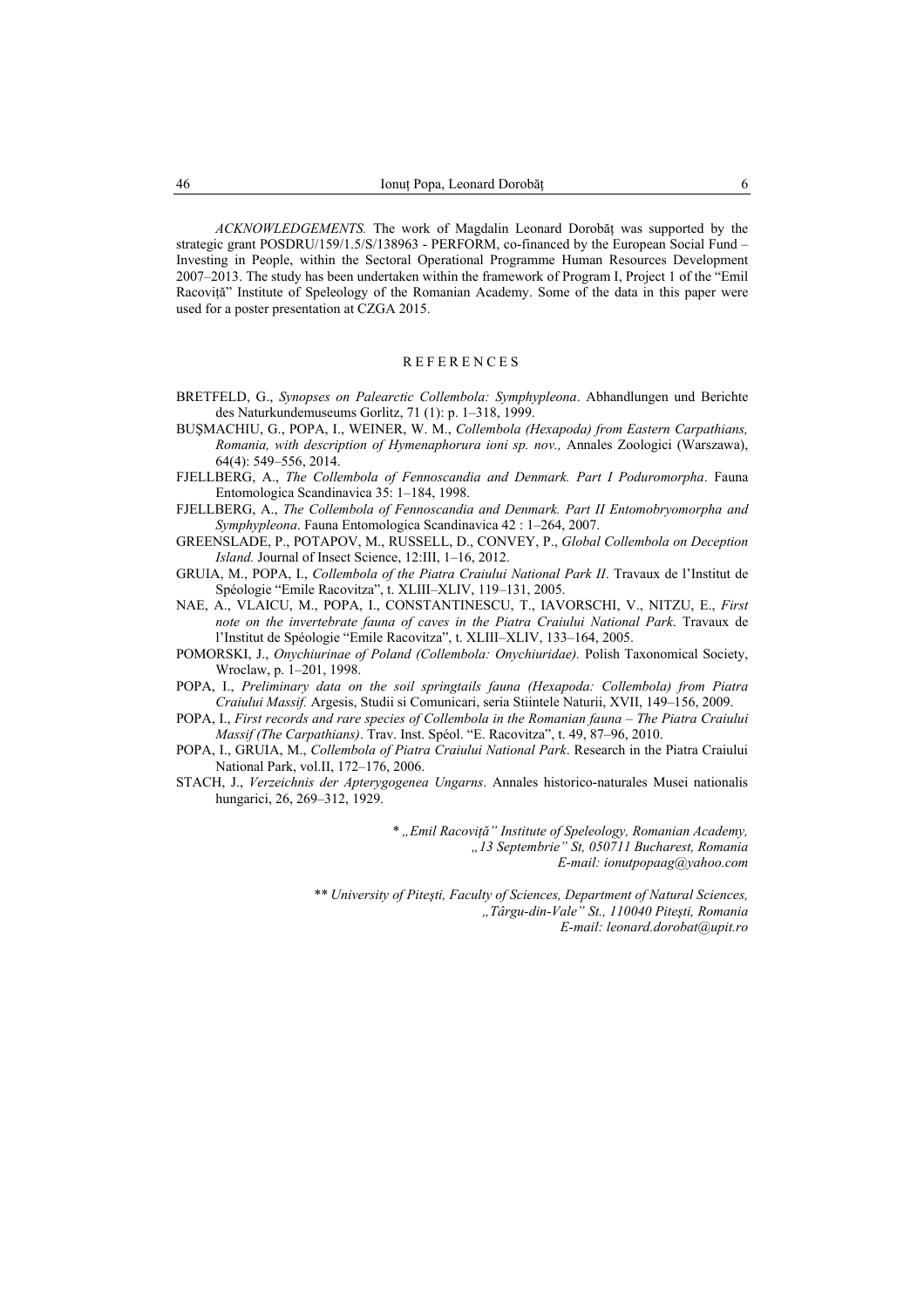*ACKNOWLEDGEMENTS.* The work of Magdalin Leonard Dorobăț was supported by the strategic grant POSDRU/159/1.5/S/138963 - PERFORM, co-financed by the European Social Fund – Investing in People, within the Sectoral Operational Programme Human Resources Development 2007–2013. The study has been undertaken within the framework of Program I, Project 1 of the "Emil Racoviță" Institute of Speleology of the Romanian Academy. Some of the data in this paper were used for a poster presentation at CZGA 2015.

## REFERENCES

BRETFELD, G., *Synopses on Palearctic Collembola: Symphypleona*. Abhandlungen und Berichte des Naturkundemuseums Gorlitz, 71 (1): p. 1–318, 1999.

BUŞMACHIU, G., POPA, I., WEINER, W. M., *Collembola (Hexapoda) from Eastern Carpathians, Romania, with description of Hymenaphorura ioni sp. nov.,* Annales Zoologici (Warszawa), 64(4): 549–556, 2014.

FJELLBERG, A., *The Collembola of Fennoscandia and Denmark. Part I Poduromorpha*. Fauna Entomologica Scandinavica 35: 1–184, 1998.

FJELLBERG, A., *The Collembola of Fennoscandia and Denmark. Part II Entomobryomorpha and Symphypleona*. Fauna Entomologica Scandinavica 42 : 1–264, 2007.

GREENSLADE, P., POTAPOV, M., RUSSELL, D., CONVEY, P., *Global Collembola on Deception Island.* Journal of Insect Science, 12:III, 1–16, 2012.

GRUIA, M., POPA, I., *Collembola of the Piatra Craiului National Park II*. Travaux de l'Institut de Spéologie "Emile Racovitza", t. XLIII–XLIV, 119–131, 2005.

NAE, A., VLAICU, M., POPA, I., CONSTANTINESCU, T., IAVORSCHI, V., NITZU, E., *First note on the invertebrate fauna of caves in the Piatra Craiului National Park*. Travaux de l'Institut de Spéologie "Emile Racovitza", t. XLIII–XLIV, 133–164, 2005.

POMORSKI, J., *Onychiurinae of Poland (Collembola: Onychiuridae).* Polish Taxonomical Society, Wroclaw, p. 1–201, 1998.

POPA, I., *Preliminary data on the soil springtails fauna (Hexapoda: Collembola) from Piatra Craiului Massif.* Argesis, Studii si Comunicari, seria Stiintele Naturii, XVII, 149–156, 2009.

POPA, I., *First records and rare species of Collembola in the Romanian fauna – The Piatra Craiului Massif (The Carpathians)*. Trav. Inst. Spéol. "E. Racovitza", t. 49, 87–96, 2010.

POPA, I., GRUIA, M., *Collembola of Piatra Craiului National Park*. Research in the Piatra Craiului National Park, vol.II, 172–176, 2006.

STACH, J., *Verzeichnis der Apterygogenea Ungarns*. Annales historico-naturales Musei nationalis hungarici, 26, 269–312, 1929.

\* *„Emil Racoviță" Institute of Speleology, Romanian Academy,*
*„13 Septembrie" St, 050711 Bucharest, Romania*
*E-mail: ionutpopaag@yahoo.com*

\*\* *University of Piteşti, Faculty of Sciences, Department of Natural Sciences,*
*„Târgu-din-Vale" St., 110040 Piteşti, Romania*
*E-mail: leonard.dorobat@upit.ro*